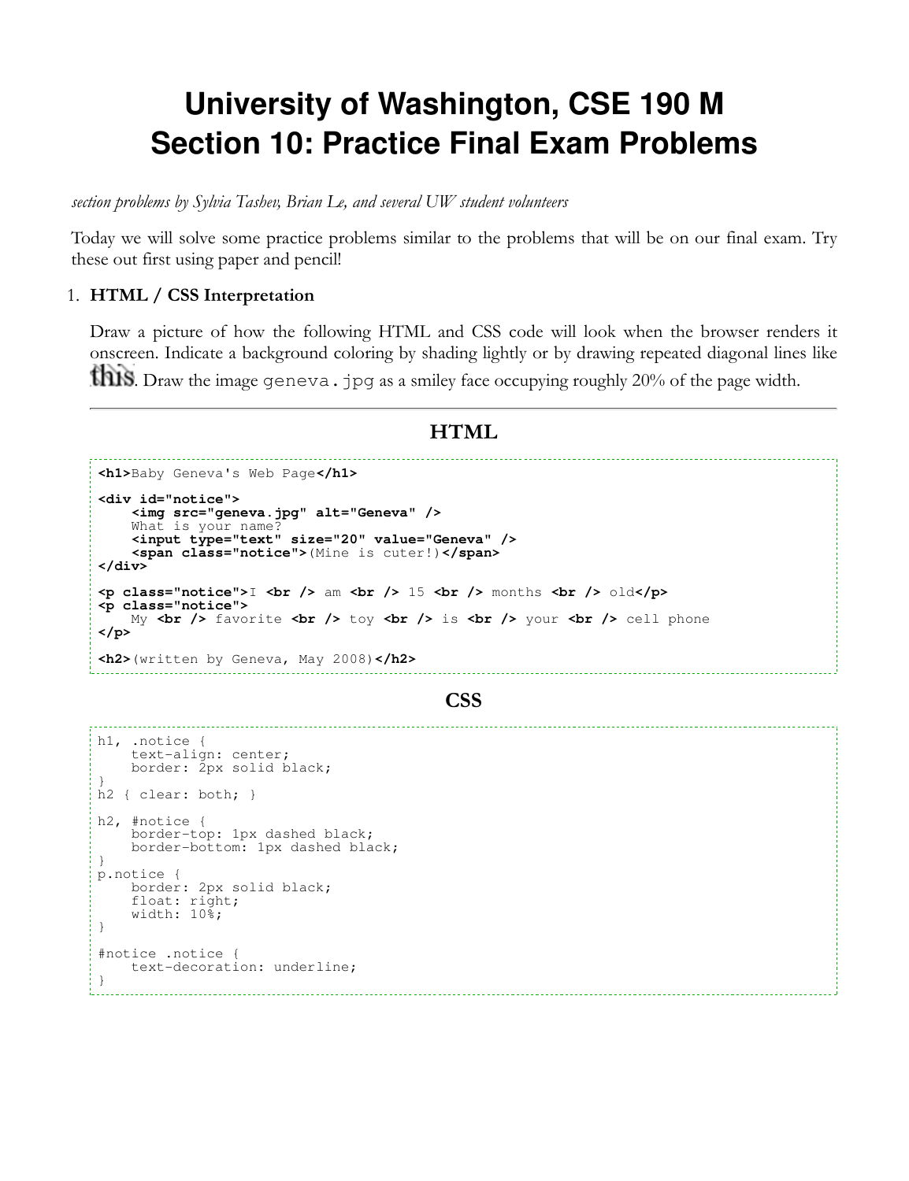# University of Washington, CSE 190 M
# Section 10: Practice Final Exam Problems

*section problems by Sylvia Tashev, Brian Le, and several UW student volunteers*

Today we will solve some practice problems similar to the problems that will be on our final exam. Try these out first using paper and pencil!

1. **HTML / CSS Interpretation**

   Draw a picture of how the following HTML and CSS code will look when the browser renders it onscreen. Indicate a background coloring by shading lightly or by drawing repeated diagonal lines like this. Draw the image `geneva.jpg` as a smiley face occupying roughly 20% of the page width.

---

### HTML

```html
<h1>Baby Geneva's Web Page</h1>

<div id="notice">
    <img src="geneva.jpg" alt="Geneva" />
    What is your name?
    <input type="text" size="20" value="Geneva" />
    <span class="notice">(Mine is cuter!)</span>
</div>

<p class="notice">I <br /> am <br /> 15 <br /> months <br /> old</p>
<p class="notice">
    My <br /> favorite <br /> toy <br /> is <br /> your <br /> cell phone
</p>

<h2>(written by Geneva, May 2008)</h2>
```

### CSS

```css
h1, .notice {
    text-align: center;
    border: 2px solid black;
}
h2 { clear: both; }

h2, #notice {
    border-top: 1px dashed black;
    border-bottom: 1px dashed black;
}
p.notice {
    border: 2px solid black;
    float: right;
    width: 10%;
}

#notice .notice {
    text-decoration: underline;
}
```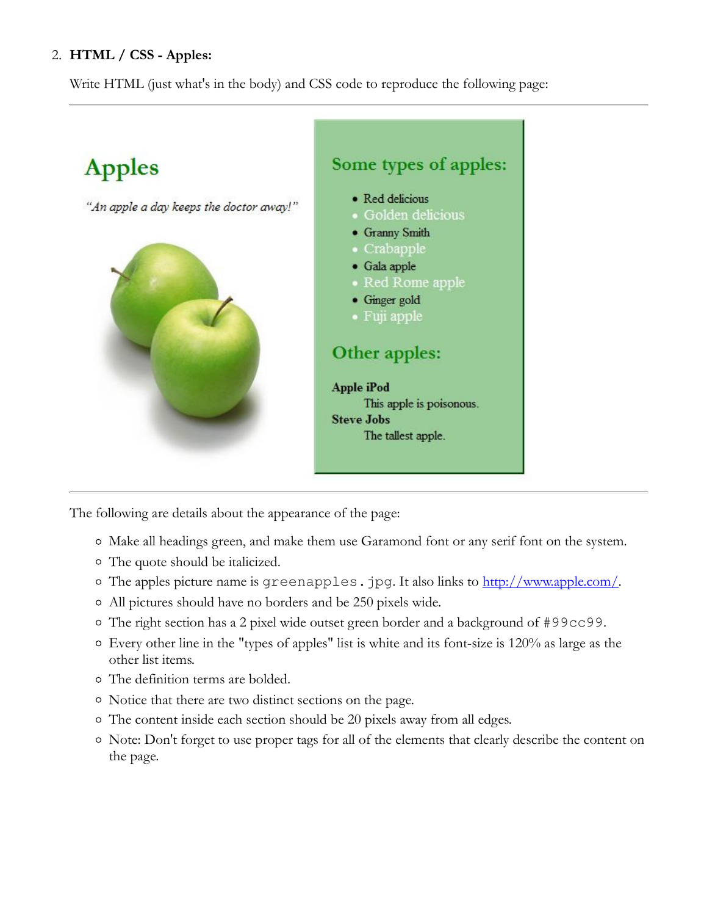2. **HTML / CSS - Apples:**

Write HTML (just what's in the body) and CSS code to reproduce the following page:

---

## Apples

*"An apple a day keeps the doctor away!"*

### Some types of apples:

- Red delicious
- Golden delicious
- Granny Smith
- Crabapple
- Gala apple
- Red Rome apple
- Ginger gold
- Fuji apple

### Other apples:

**Apple iPod**
: This apple is poisonous.

**Steve Jobs**
: The tallest apple.

---

The following are details about the appearance of the page:

- Make all headings green, and make them use Garamond font or any serif font on the system.
- The quote should be italicized.
- The apples picture name is `greenapples.jpg`. It also links to [http://www.apple.com/](http://www.apple.com/).
- All pictures should have no borders and be 250 pixels wide.
- The right section has a 2 pixel wide outset green border and a background of `#99cc99`.
- Every other line in the "types of apples" list is white and its font-size is 120% as large as the other list items.
- The definition terms are bolded.
- Notice that there are two distinct sections on the page.
- The content inside each section should be 20 pixels away from all edges.
- Note: Don't forget to use proper tags for all of the elements that clearly describe the content on the page.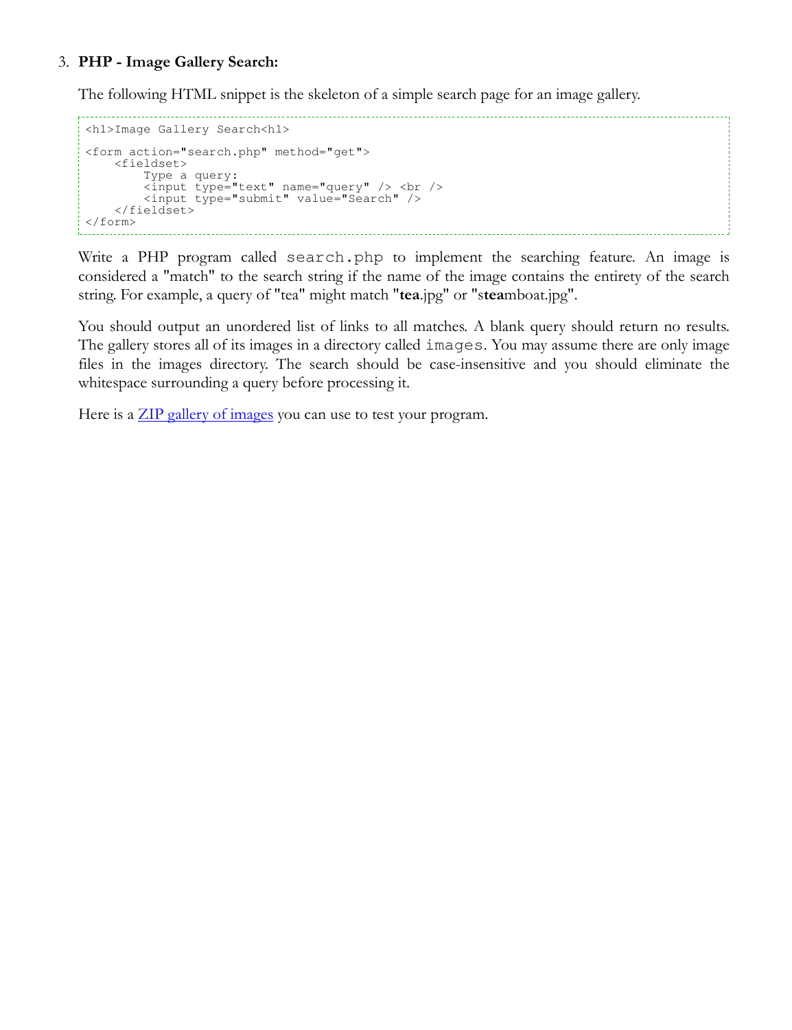3. **PHP - Image Gallery Search:**

   The following HTML snippet is the skeleton of a simple search page for an image gallery.

```
<h1>Image Gallery Search<h1>

<form action="search.php" method="get">
    <fieldset>
        Type a query:
        <input type="text" name="query" /> <br />
        <input type="submit" value="Search" />
    </fieldset>
</form>
```

   Write a PHP program called `search.php` to implement the searching feature. An image is considered a "match" to the search string if the name of the image contains the entirety of the search string. For example, a query of "tea" might match "**tea**.jpg" or "s**tea**mboat.jpg".

   You should output an unordered list of links to all matches. A blank query should return no results. The gallery stores all of its images in a directory called `images`. You may assume there are only image files in the images directory. The search should be case-insensitive and you should eliminate the whitespace surrounding a query before processing it.

   Here is a ZIP gallery of images you can use to test your program.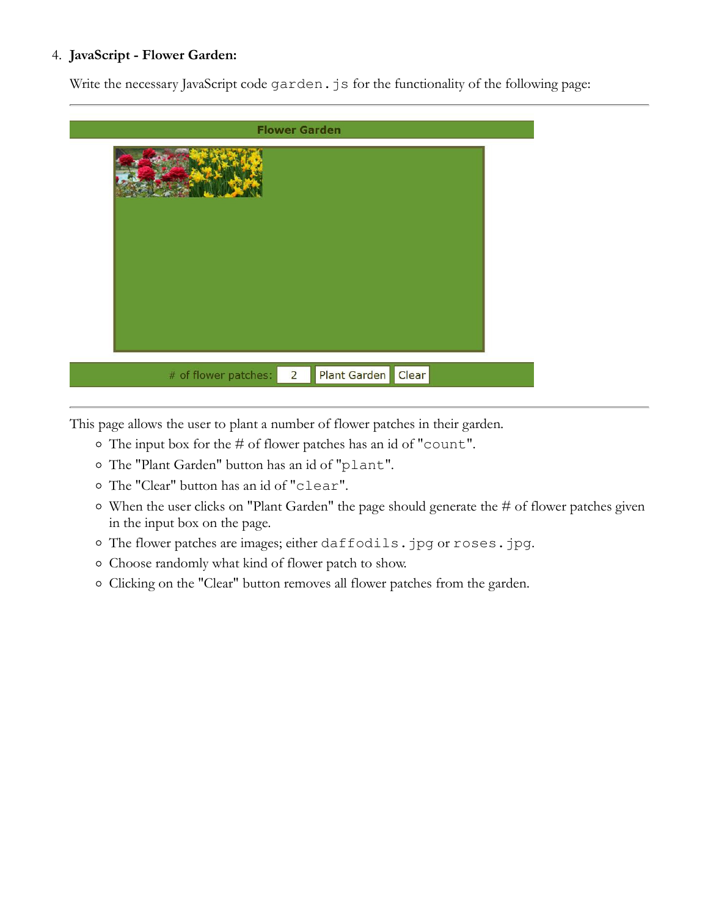4. **JavaScript - Flower Garden:**

   Write the necessary JavaScript code `garden.js` for the functionality of the following page:

   ---

   **Flower Garden**

   \# of flower patches: 2 Plant Garden Clear

   ---

   This page allows the user to plant a number of flower patches in their garden.

   - The input box for the # of flower patches has an id of "`count`".
   - The "Plant Garden" button has an id of "`plant`".
   - The "Clear" button has an id of "`clear`".
   - When the user clicks on "Plant Garden" the page should generate the # of flower patches given in the input box on the page.
   - The flower patches are images; either `daffodils.jpg` or `roses.jpg`.
   - Choose randomly what kind of flower patch to show.
   - Clicking on the "Clear" button removes all flower patches from the garden.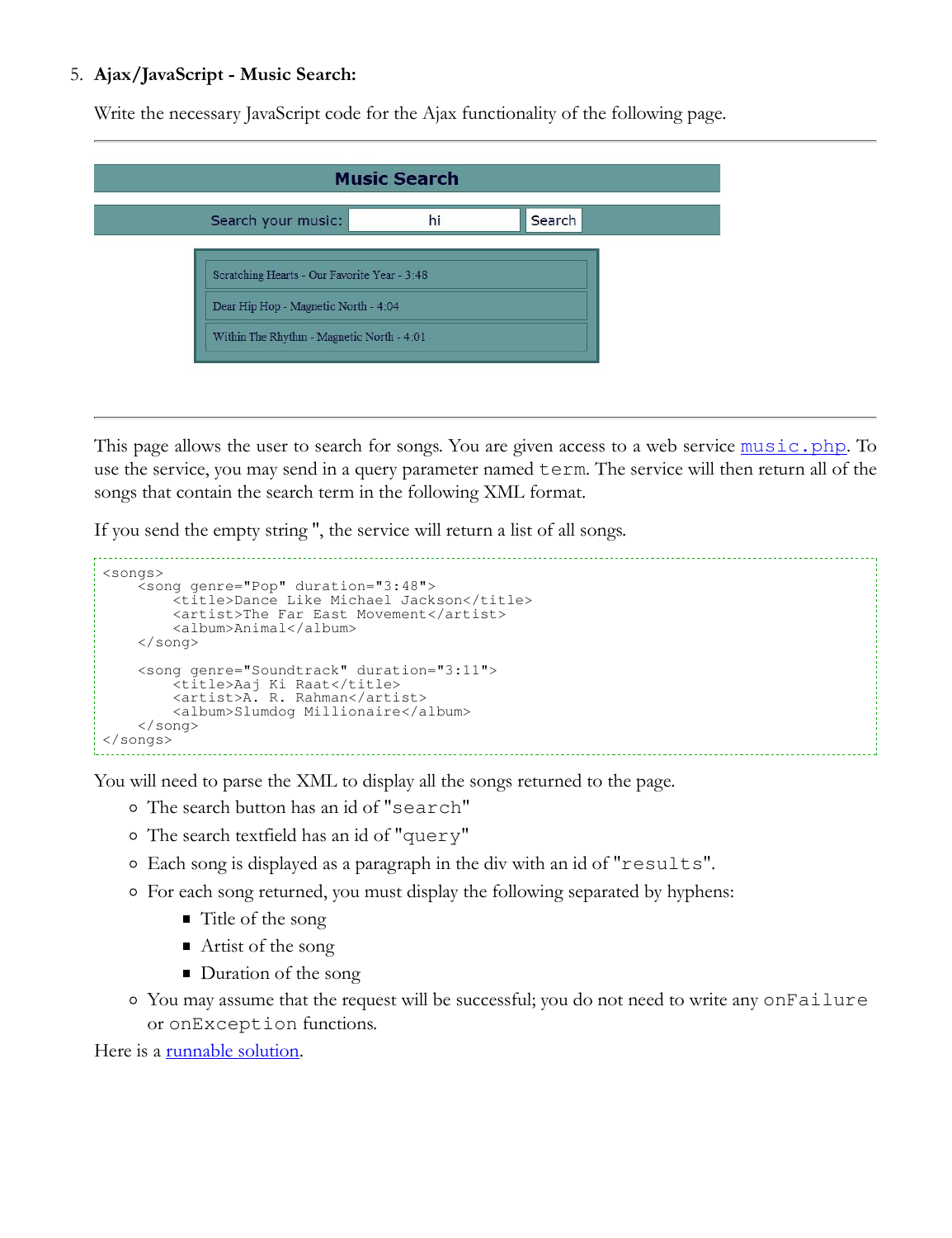5. **Ajax/JavaScript - Music Search:**

Write the necessary JavaScript code for the Ajax functionality of the following page.

---

**Music Search**

Search your music: hi Search

Scratching Hearts - Our Favorite Year - 3:48

Dear Hip Hop - Magnetic North - 4:04

Within The Rhythm - Magnetic North - 4:01

---

This page allows the user to search for songs. You are given access to a web service `music.php`. To use the service, you may send in a query parameter named `term`. The service will then return all of the songs that contain the search term in the following XML format.

If you send the empty string '', the service will return a list of all songs.

```
<songs>
    <song genre="Pop" duration="3:48">
        <title>Dance Like Michael Jackson</title>
        <artist>The Far East Movement</artist>
        <album>Animal</album>
    </song>

    <song genre="Soundtrack" duration="3:11">
        <title>Aaj Ki Raat</title>
        <artist>A. R. Rahman</artist>
        <album>Slumdog Millionaire</album>
    </song>
</songs>
```

You will need to parse the XML to display all the songs returned to the page.

- The search button has an id of "`search`"
- The search textfield has an id of "`query`"
- Each song is displayed as a paragraph in the div with an id of "`results`".
- For each song returned, you must display the following separated by hyphens:
  - Title of the song
  - Artist of the song
  - Duration of the song
- You may assume that the request will be successful; you do not need to write any `onFailure` or `onException` functions.

Here is a runnable solution.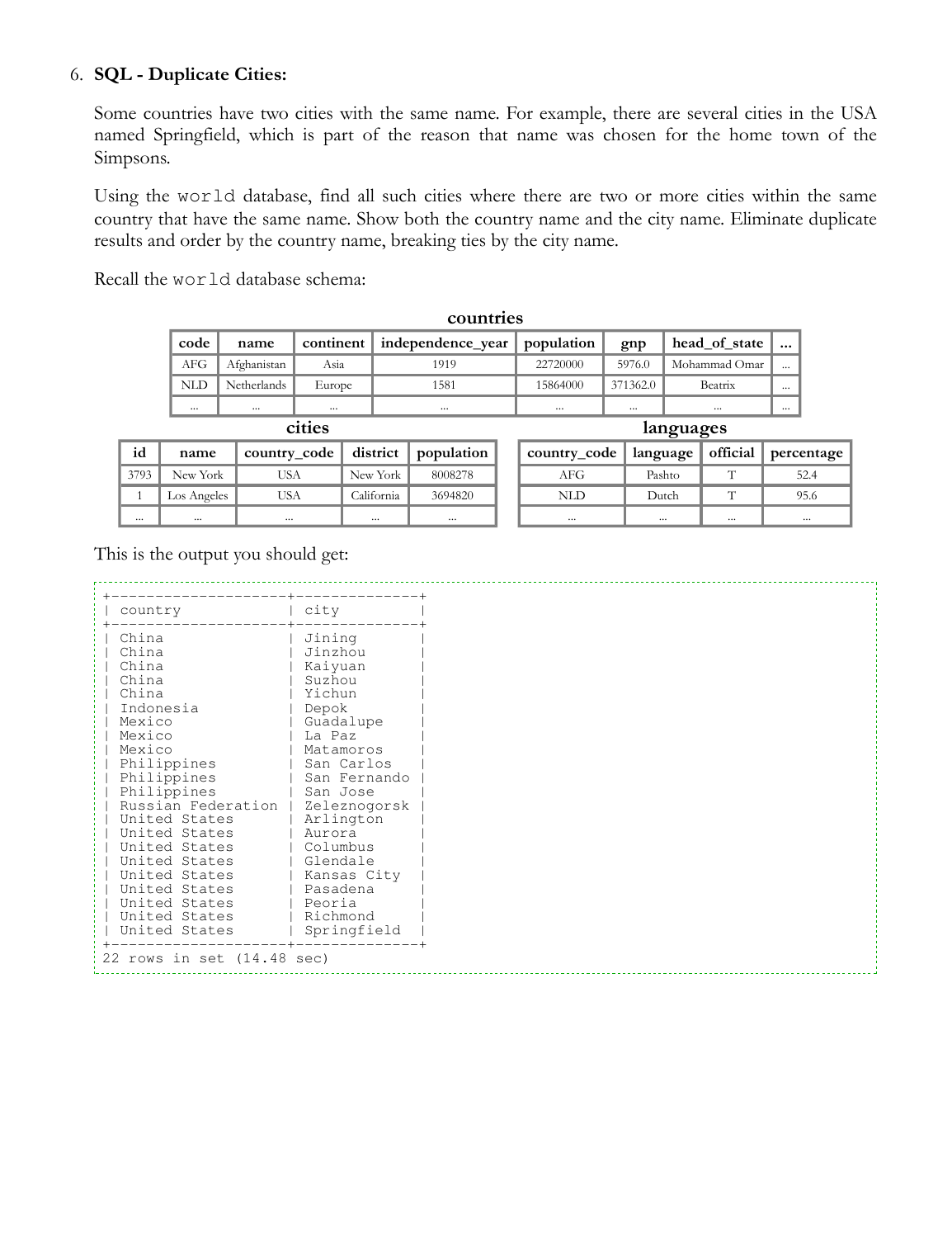6. **SQL - Duplicate Cities:**

   Some countries have two cities with the same name. For example, there are several cities in the USA named Springfield, which is part of the reason that name was chosen for the home town of the Simpsons.

   Using the `world` database, find all such cities where there are two or more cities within the same country that have the same name. Show both the country name and the city name. Eliminate duplicate results and order by the country name, breaking ties by the city name.

   Recall the `world` database schema:

**countries**

| code | name | continent | independence_year | population | gnp | head_of_state | ... |
|---|---|---|---|---|---|---|---|
| AFG | Afghanistan | Asia | 1919 | 22720000 | 5976.0 | Mohammad Omar | ... |
| NLD | Netherlands | Europe | 1581 | 15864000 | 371362.0 | Beatrix | ... |
| ... | ... | ... | ... | ... | ... | ... | ... |

**cities**

| id | name | country_code | district | population |
|---|---|---|---|---|
| 3793 | New York | USA | New York | 8008278 |
| 1 | Los Angeles | USA | California | 3694820 |
| ... | ... | ... | ... | ... |

**languages**

| country_code | language | official | percentage |
|---|---|---|---|
| AFG | Pashto | T | 52.4 |
| NLD | Dutch | T | 95.6 |
| ... | ... | ... | ... |

   This is the output you should get:

```
+--------------------+--------------+
| country            | city         |
+--------------------+--------------+
| China              | Jining       |
| China              | Jinzhou      |
| China              | Kaiyuan      |
| China              | Suzhou       |
| China              | Yichun       |
| Indonesia          | Depok        |
| Mexico             | Guadalupe    |
| Mexico             | La Paz       |
| Mexico             | Matamoros    |
| Philippines        | San Carlos   |
| Philippines        | San Fernando |
| Philippines        | San Jose     |
| Russian Federation | Zeleznogorsk |
| United States      | Arlington    |
| United States      | Aurora       |
| United States      | Columbus     |
| United States      | Glendale     |
| United States      | Kansas City  |
| United States      | Pasadena     |
| United States      | Peoria       |
| United States      | Richmond     |
| United States      | Springfield  |
+--------------------+--------------+
22 rows in set (14.48 sec)
```